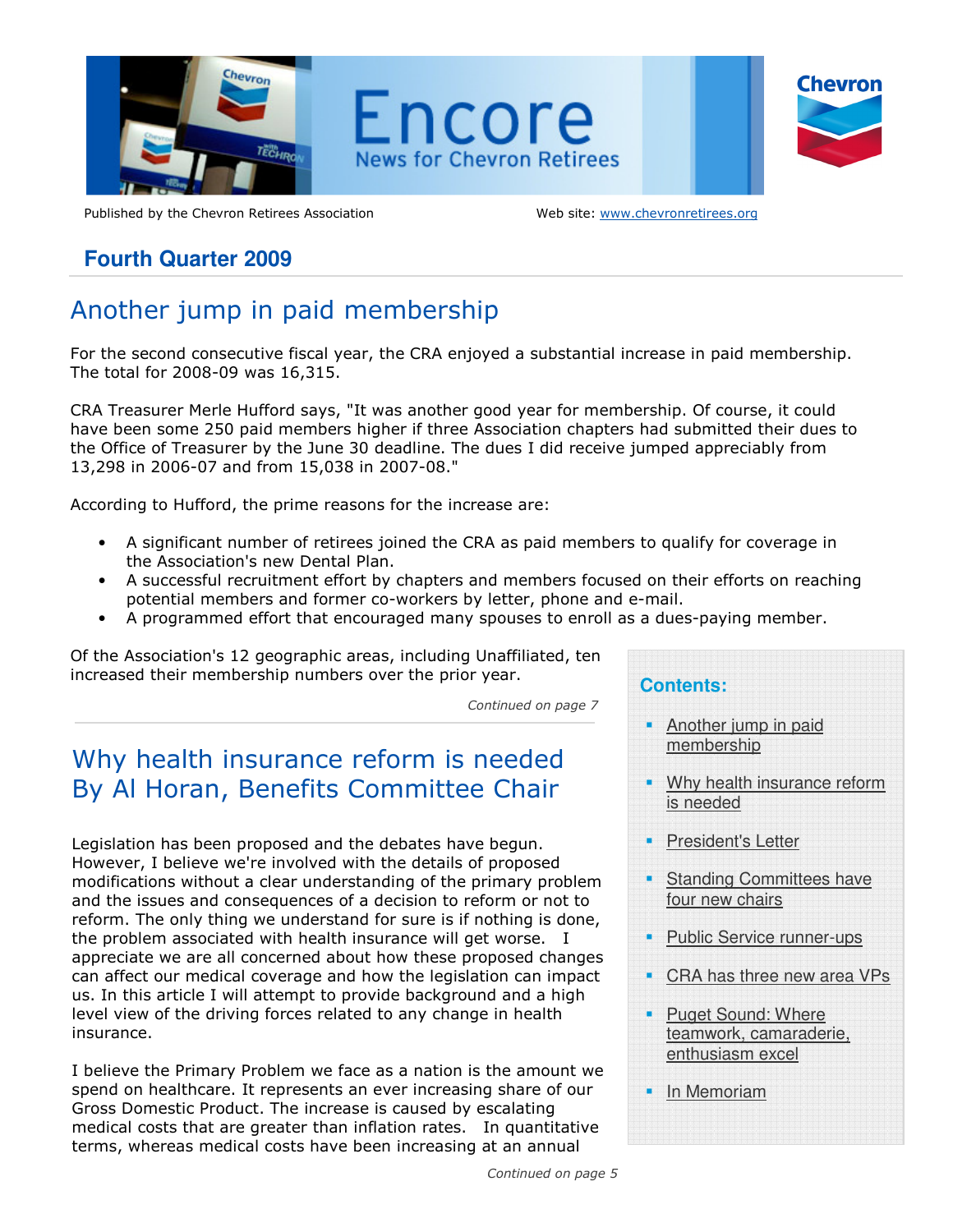# Encore

News for Chevron Retirees

Published by the Chevron Retirees Association

Web site: www.chevronretirees.org

## Fourth Quarter 2009

## Another jump in paid membership

For the second consecutive fiscal year, the CRA enjoyed a substantial increase in paid membership. The total for 2008-09 was 16,315.

CRA Treasurer Merle Hufford says, "It was another good year for membership. Of course, it could have been some 250 paid members higher if three Association chapters had submitted their dues to the Office of Treasurer by the June 30 deadline. The dues I did receive jumped appreciably from 13,298 in 2006-07 and from 15,038 in 2007-08."

According to Hufford, the prime reasons for the increase are:

- A significant number of retirees joined the CRA as paid members to qualify for coverage in the Association's new Dental Plan.
- A successful recruitment effort by chapters and members focused on their efforts on reaching potential members and former co-workers by letter, phone and e-mail.
- A programmed effort that encouraged many spouses to enroll as a dues-paying member.

Of the Association's 12 geographic areas, including Unaffiliated, ten increased their membership numbers over the prior year.

*Continued on page 7*

## Why health insurance reform is needed By Al Horan, Benefits Committee Chair

Legislation has been proposed and the debates have begun. However, I believe we're involved with the details of proposed modifications without a clear understanding of the primary problem and the issues and consequences of a decision to reform or not to reform. The only thing we understand for sure is if nothing is done, the problem associated with health insurance will get worse. I appreciate we are all concerned about how these proposed changes can affect our medical coverage and how the legislation can impact us. In this article I will attempt to provide background and a high level view of the driving forces related to any change in health insurance.

I believe the Primary Problem we face as a nation is the amount we spend on healthcare. It represents an ever increasing share of our Gross Domestic Product. The increase is caused by escalating medical costs that are greater than inflation rates. In quantitative terms, whereas medical costs have been increasing at an annual

*Continued on page 5*

**Contents:**

- Another jump in paid membership
- Why health insurance reform is needed
- President's Letter
- Standing Committees have four new chairs
- Public Service runner-ups
- CRA has three new area VPs
- Puget Sound: Where teamwork, camaraderie, enthusiasm excel
- In Memoriam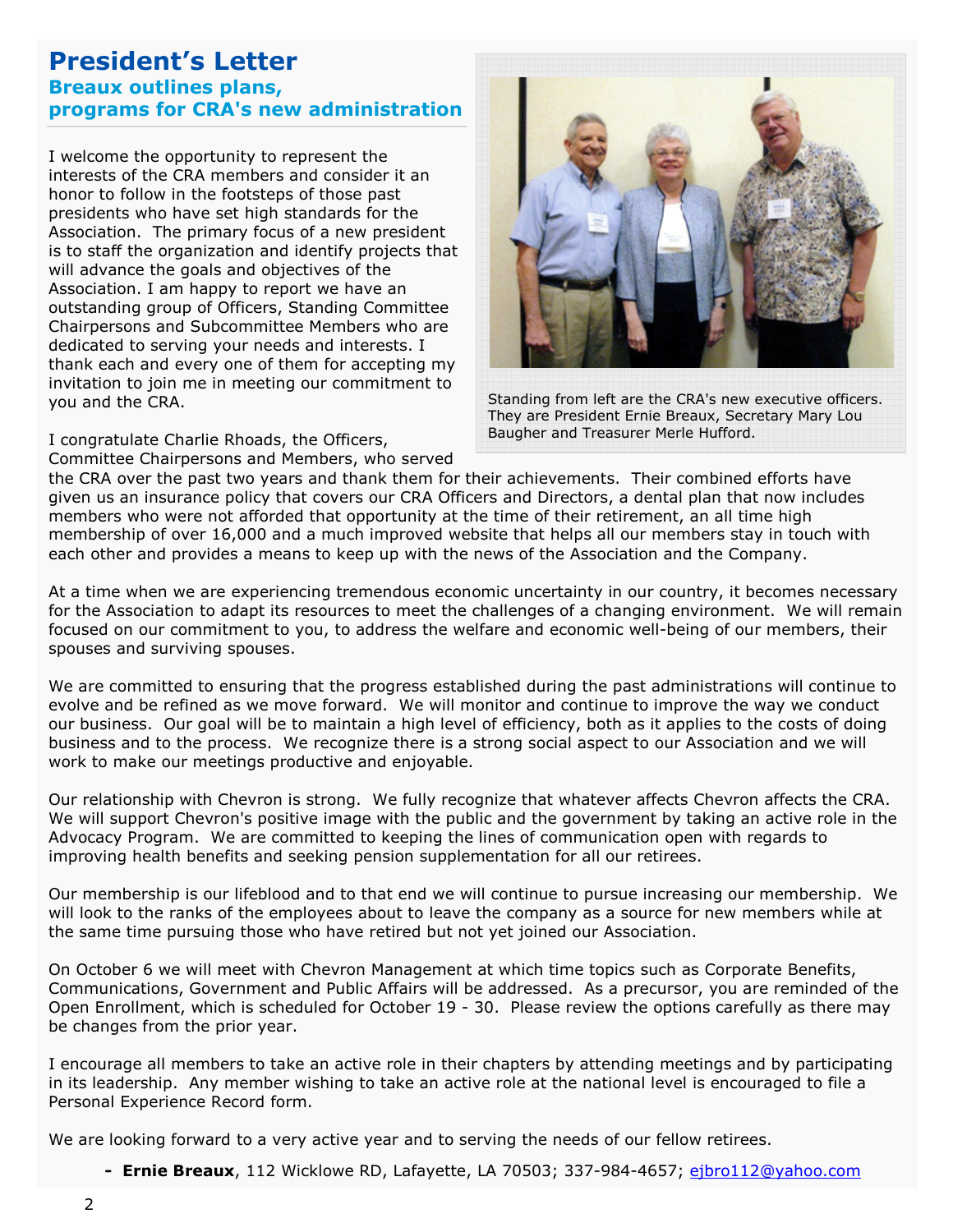# President's Letter

## Breaux outlines plans, programs for CRA's new administration

I welcome the opportunity to represent the interests of the CRA members and consider it an honor to follow in the footsteps of those past presidents who have set high standards for the Association. The primary focus of a new president is to staff the organization and identify projects that will advance the goals and objectives of the Association. I am happy to report we have an outstanding group of Officers, Standing Committee Chairpersons and Subcommittee Members who are dedicated to serving your needs and interests. I thank each and every one of them for accepting my invitation to join me in meeting our commitment to you and the CRA.

Standing from left are the CRA's new executive officers. They are President Ernie Breaux, Secretary Mary Lou Baugher and Treasurer Merle Hufford.

I congratulate Charlie Rhoads, the Officers, Committee Chairpersons and Members, who served the CRA over the past two years and thank them for their achievements. Their combined efforts have given us an insurance policy that covers our CRA Officers and Directors, a dental plan that now includes members who were not afforded that opportunity at the time of their retirement, an all time high membership of over 16,000 and a much improved website that helps all our members stay in touch with each other and provides a means to keep up with the news of the Association and the Company.

At a time when we are experiencing tremendous economic uncertainty in our country, it becomes necessary for the Association to adapt its resources to meet the challenges of a changing environment. We will remain focused on our commitment to you, to address the welfare and economic well-being of our members, their spouses and surviving spouses.

We are committed to ensuring that the progress established during the past administrations will continue to evolve and be refined as we move forward. We will monitor and continue to improve the way we conduct our business. Our goal will be to maintain a high level of efficiency, both as it applies to the costs of doing business and to the process. We recognize there is a strong social aspect to our Association and we will work to make our meetings productive and enjoyable.

Our relationship with Chevron is strong. We fully recognize that whatever affects Chevron affects the CRA. We will support Chevron's positive image with the public and the government by taking an active role in the Advocacy Program. We are committed to keeping the lines of communication open with regards to improving health benefits and seeking pension supplementation for all our retirees.

Our membership is our lifeblood and to that end we will continue to pursue increasing our membership. We will look to the ranks of the employees about to leave the company as a source for new members while at the same time pursuing those who have retired but not yet joined our Association.

On October 6 we will meet with Chevron Management at which time topics such as Corporate Benefits, Communications, Government and Public Affairs will be addressed. As a precursor, you are reminded of the Open Enrollment, which is scheduled for October 19 - 30. Please review the options carefully as there may be changes from the prior year.

I encourage all members to take an active role in their chapters by attending meetings and by participating in its leadership. Any member wishing to take an active role at the national level is encouraged to file a Personal Experience Record form.

We are looking forward to a very active year and to serving the needs of our fellow retirees.

- **Ernie Breaux**, 112 Wicklowe RD, Lafayette, LA 70503; 337-984-4657; ejbro112@yahoo.com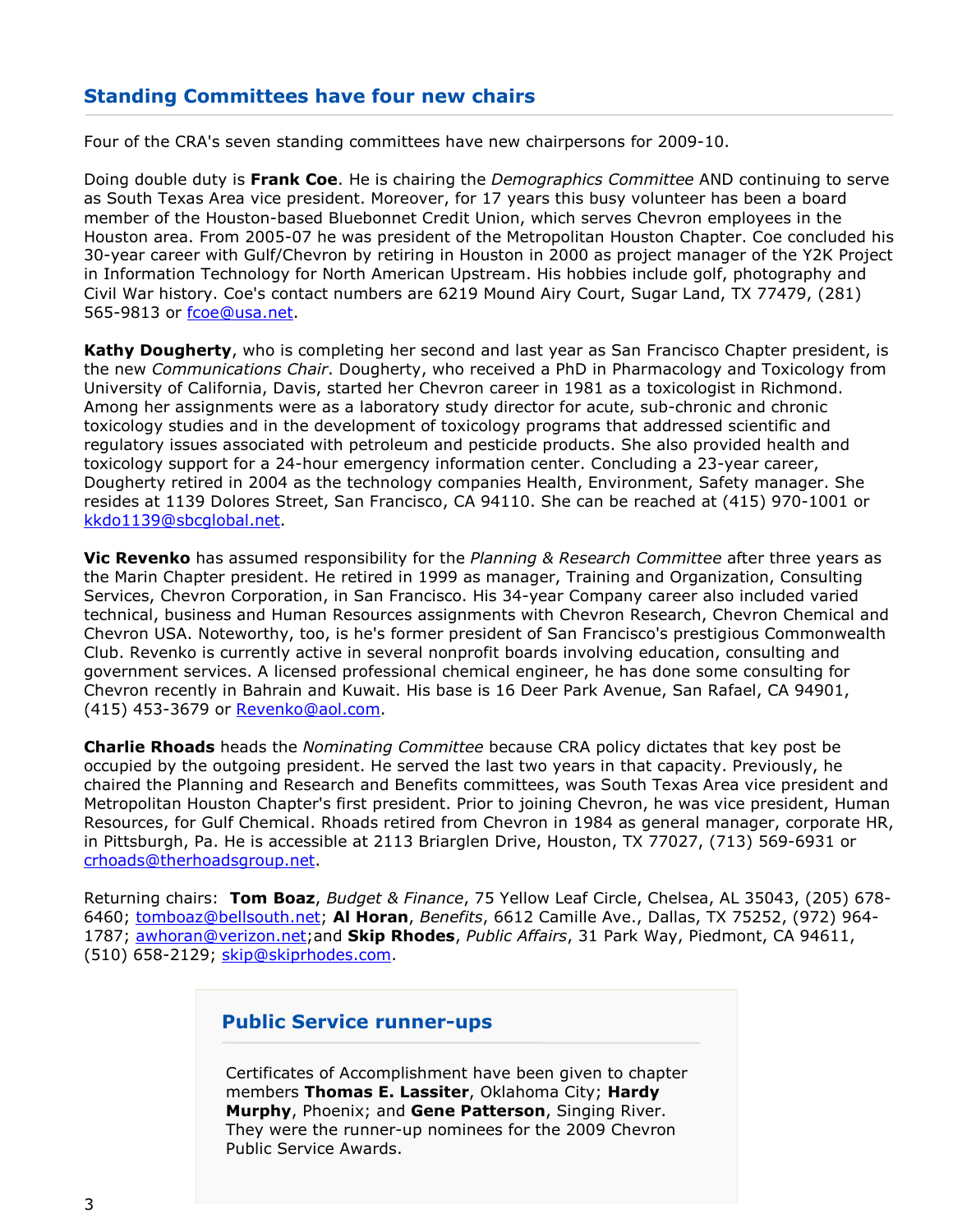## Standing Committees have four new chairs

Four of the CRA's seven standing committees have new chairpersons for 2009-10.

Doing double duty is **Frank Coe**. He is chairing the *Demographics Committee* AND continuing to serve as South Texas Area vice president. Moreover, for 17 years this busy volunteer has been a board member of the Houston-based Bluebonnet Credit Union, which serves Chevron employees in the Houston area. From 2005-07 he was president of the Metropolitan Houston Chapter. Coe concluded his 30-year career with Gulf/Chevron by retiring in Houston in 2000 as project manager of the Y2K Project in Information Technology for North American Upstream. His hobbies include golf, photography and Civil War history. Coe's contact numbers are 6219 Mound Airy Court, Sugar Land, TX 77479, (281) 565-9813 or fcoe@usa.net.

**Kathy Dougherty**, who is completing her second and last year as San Francisco Chapter president, is the new *Communications Chair*. Dougherty, who received a PhD in Pharmacology and Toxicology from University of California, Davis, started her Chevron career in 1981 as a toxicologist in Richmond. Among her assignments were as a laboratory study director for acute, sub-chronic and chronic toxicology studies and in the development of toxicology programs that addressed scientific and regulatory issues associated with petroleum and pesticide products. She also provided health and toxicology support for a 24-hour emergency information center. Concluding a 23-year career, Dougherty retired in 2004 as the technology companies Health, Environment, Safety manager. She resides at 1139 Dolores Street, San Francisco, CA 94110. She can be reached at (415) 970-1001 or kkdo1139@sbcglobal.net.

**Vic Revenko** has assumed responsibility for the *Planning & Research Committee* after three years as the Marin Chapter president. He retired in 1999 as manager, Training and Organization, Consulting Services, Chevron Corporation, in San Francisco. His 34-year Company career also included varied technical, business and Human Resources assignments with Chevron Research, Chevron Chemical and Chevron USA. Noteworthy, too, is he's former president of San Francisco's prestigious Commonwealth Club. Revenko is currently active in several nonprofit boards involving education, consulting and government services. A licensed professional chemical engineer, he has done some consulting for Chevron recently in Bahrain and Kuwait. His base is 16 Deer Park Avenue, San Rafael, CA 94901, (415) 453-3679 or Revenko@aol.com.

**Charlie Rhoads** heads the *Nominating Committee* because CRA policy dictates that key post be occupied by the outgoing president. He served the last two years in that capacity. Previously, he chaired the Planning and Research and Benefits committees, was South Texas Area vice president and Metropolitan Houston Chapter's first president. Prior to joining Chevron, he was vice president, Human Resources, for Gulf Chemical. Rhoads retired from Chevron in 1984 as general manager, corporate HR, in Pittsburgh, Pa. He is accessible at 2113 Briarglen Drive, Houston, TX 77027, (713) 569-6931 or crhoads@therhoadsgroup.net.

Returning chairs: **Tom Boaz**, *Budget & Finance*, 75 Yellow Leaf Circle, Chelsea, AL 35043, (205) 678-6460; tomboaz@bellsouth.net; **Al Horan**, *Benefits*, 6612 Camille Ave., Dallas, TX 75252, (972) 964-1787; awhoran@verizon.net;and **Skip Rhodes**, *Public Affairs*, 31 Park Way, Piedmont, CA 94611, (510) 658-2129; skip@skiprhodes.com.

## Public Service runner-ups

Certificates of Accomplishment have been given to chapter members **Thomas E. Lassiter**, Oklahoma City; **Hardy Murphy**, Phoenix; and **Gene Patterson**, Singing River. They were the runner-up nominees for the 2009 Chevron Public Service Awards.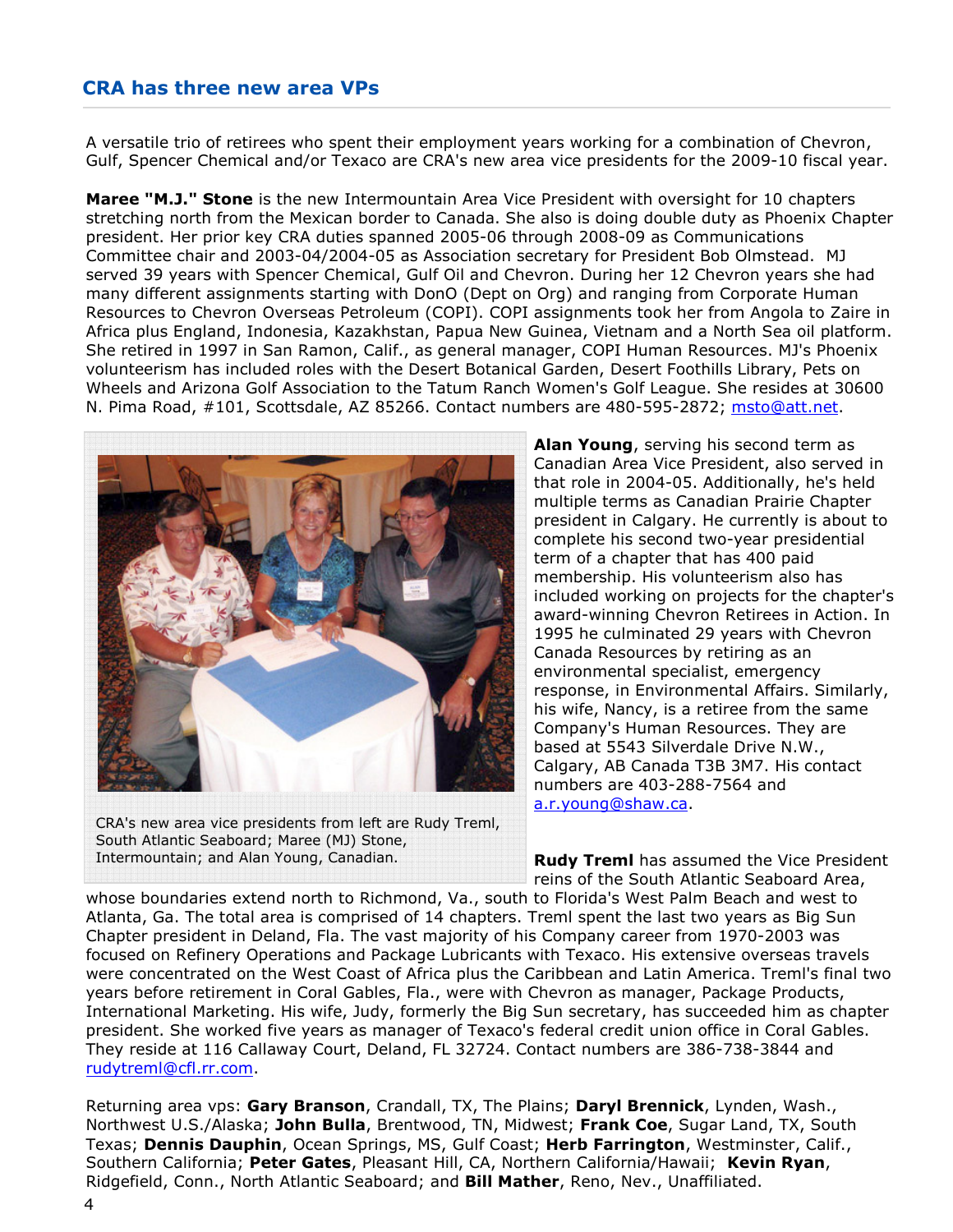## CRA has three new area VPs

A versatile trio of retirees who spent their employment years working for a combination of Chevron, Gulf, Spencer Chemical and/or Texaco are CRA's new area vice presidents for the 2009-10 fiscal year.

**Maree "M.J." Stone** is the new Intermountain Area Vice President with oversight for 10 chapters stretching north from the Mexican border to Canada. She also is doing double duty as Phoenix Chapter president. Her prior key CRA duties spanned 2005-06 through 2008-09 as Communications Committee chair and 2003-04/2004-05 as Association secretary for President Bob Olmstead. MJ served 39 years with Spencer Chemical, Gulf Oil and Chevron. During her 12 Chevron years she had many different assignments starting with DonO (Dept on Org) and ranging from Corporate Human Resources to Chevron Overseas Petroleum (COPI). COPI assignments took her from Angola to Zaire in Africa plus England, Indonesia, Kazakhstan, Papua New Guinea, Vietnam and a North Sea oil platform. She retired in 1997 in San Ramon, Calif., as general manager, COPI Human Resources. MJ's Phoenix volunteerism has included roles with the Desert Botanical Garden, Desert Foothills Library, Pets on Wheels and Arizona Golf Association to the Tatum Ranch Women's Golf League. She resides at 30600 N. Pima Road, #101, Scottsdale, AZ 85266. Contact numbers are 480-595-2872; msto@att.net.

CRA's new area vice presidents from left are Rudy Treml, South Atlantic Seaboard; Maree (MJ) Stone, Intermountain; and Alan Young, Canadian.

**Alan Young**, serving his second term as Canadian Area Vice President, also served in that role in 2004-05. Additionally, he's held multiple terms as Canadian Prairie Chapter president in Calgary. He currently is about to complete his second two-year presidential term of a chapter that has 400 paid membership. His volunteerism also has included working on projects for the chapter's award-winning Chevron Retirees in Action. In 1995 he culminated 29 years with Chevron Canada Resources by retiring as an environmental specialist, emergency response, in Environmental Affairs. Similarly, his wife, Nancy, is a retiree from the same Company's Human Resources. They are based at 5543 Silverdale Drive N.W., Calgary, AB Canada T3B 3M7. His contact numbers are 403-288-7564 and a.r.young@shaw.ca.

**Rudy Treml** has assumed the Vice President reins of the South Atlantic Seaboard Area, whose boundaries extend north to Richmond, Va., south to Florida's West Palm Beach and west to Atlanta, Ga. The total area is comprised of 14 chapters. Treml spent the last two years as Big Sun Chapter president in Deland, Fla. The vast majority of his Company career from 1970-2003 was focused on Refinery Operations and Package Lubricants with Texaco. His extensive overseas travels were concentrated on the West Coast of Africa plus the Caribbean and Latin America. Treml's final two years before retirement in Coral Gables, Fla., were with Chevron as manager, Package Products, International Marketing. His wife, Judy, formerly the Big Sun secretary, has succeeded him as chapter president. She worked five years as manager of Texaco's federal credit union office in Coral Gables. They reside at 116 Callaway Court, Deland, FL 32724. Contact numbers are 386-738-3844 and rudytreml@cfl.rr.com.

Returning area vps: **Gary Branson**, Crandall, TX, The Plains; **Daryl Brennick**, Lynden, Wash., Northwest U.S./Alaska; **John Bulla**, Brentwood, TN, Midwest; **Frank Coe**, Sugar Land, TX, South Texas; **Dennis Dauphin**, Ocean Springs, MS, Gulf Coast; **Herb Farrington**, Westminster, Calif., Southern California; **Peter Gates**, Pleasant Hill, CA, Northern California/Hawaii; **Kevin Ryan**, Ridgefield, Conn., North Atlantic Seaboard; and **Bill Mather**, Reno, Nev., Unaffiliated.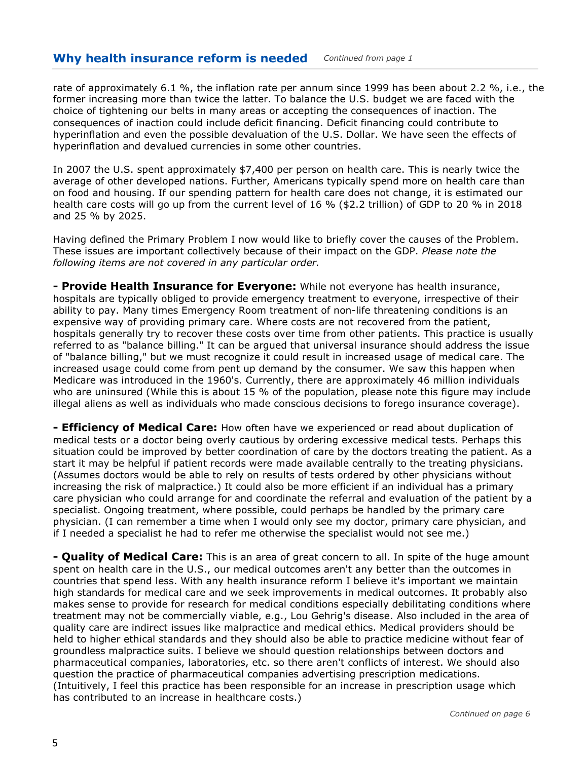## Why health insurance reform is needed *Continued from page 1*

rate of approximately 6.1 %, the inflation rate per annum since 1999 has been about 2.2 %, i.e., the former increasing more than twice the latter. To balance the U.S. budget we are faced with the choice of tightening our belts in many areas or accepting the consequences of inaction. The consequences of inaction could include deficit financing. Deficit financing could contribute to hyperinflation and even the possible devaluation of the U.S. Dollar. We have seen the effects of hyperinflation and devalued currencies in some other countries.

In 2007 the U.S. spent approximately $7,400 per person on health care. This is nearly twice the average of other developed nations. Further, Americans typically spend more on health care than on food and housing. If our spending pattern for health care does not change, it is estimated our health care costs will go up from the current level of 16 % ($2.2 trillion) of GDP to 20 % in 2018 and 25 % by 2025.

Having defined the Primary Problem I now would like to briefly cover the causes of the Problem. These issues are important collectively because of their impact on the GDP. *Please note the following items are not covered in any particular order.*

**- Provide Health Insurance for Everyone:** While not everyone has health insurance, hospitals are typically obliged to provide emergency treatment to everyone, irrespective of their ability to pay. Many times Emergency Room treatment of non-life threatening conditions is an expensive way of providing primary care. Where costs are not recovered from the patient, hospitals generally try to recover these costs over time from other patients. This practice is usually referred to as "balance billing." It can be argued that universal insurance should address the issue of "balance billing," but we must recognize it could result in increased usage of medical care. The increased usage could come from pent up demand by the consumer. We saw this happen when Medicare was introduced in the 1960's. Currently, there are approximately 46 million individuals who are uninsured (While this is about 15 % of the population, please note this figure may include illegal aliens as well as individuals who made conscious decisions to forego insurance coverage).

**- Efficiency of Medical Care:** How often have we experienced or read about duplication of medical tests or a doctor being overly cautious by ordering excessive medical tests. Perhaps this situation could be improved by better coordination of care by the doctors treating the patient. As a start it may be helpful if patient records were made available centrally to the treating physicians. (Assumes doctors would be able to rely on results of tests ordered by other physicians without increasing the risk of malpractice.) It could also be more efficient if an individual has a primary care physician who could arrange for and coordinate the referral and evaluation of the patient by a specialist. Ongoing treatment, where possible, could perhaps be handled by the primary care physician. (I can remember a time when I would only see my doctor, primary care physician, and if I needed a specialist he had to refer me otherwise the specialist would not see me.)

**- Quality of Medical Care:** This is an area of great concern to all. In spite of the huge amount spent on health care in the U.S., our medical outcomes aren't any better than the outcomes in countries that spend less. With any health insurance reform I believe it's important we maintain high standards for medical care and we seek improvements in medical outcomes. It probably also makes sense to provide for research for medical conditions especially debilitating conditions where treatment may not be commercially viable, e.g., Lou Gehrig's disease. Also included in the area of quality care are indirect issues like malpractice and medical ethics. Medical providers should be held to higher ethical standards and they should also be able to practice medicine without fear of groundless malpractice suits. I believe we should question relationships between doctors and pharmaceutical companies, laboratories, etc. so there aren't conflicts of interest. We should also question the practice of pharmaceutical companies advertising prescription medications. (Intuitively, I feel this practice has been responsible for an increase in prescription usage which has contributed to an increase in healthcare costs.)

*Continued on page 6*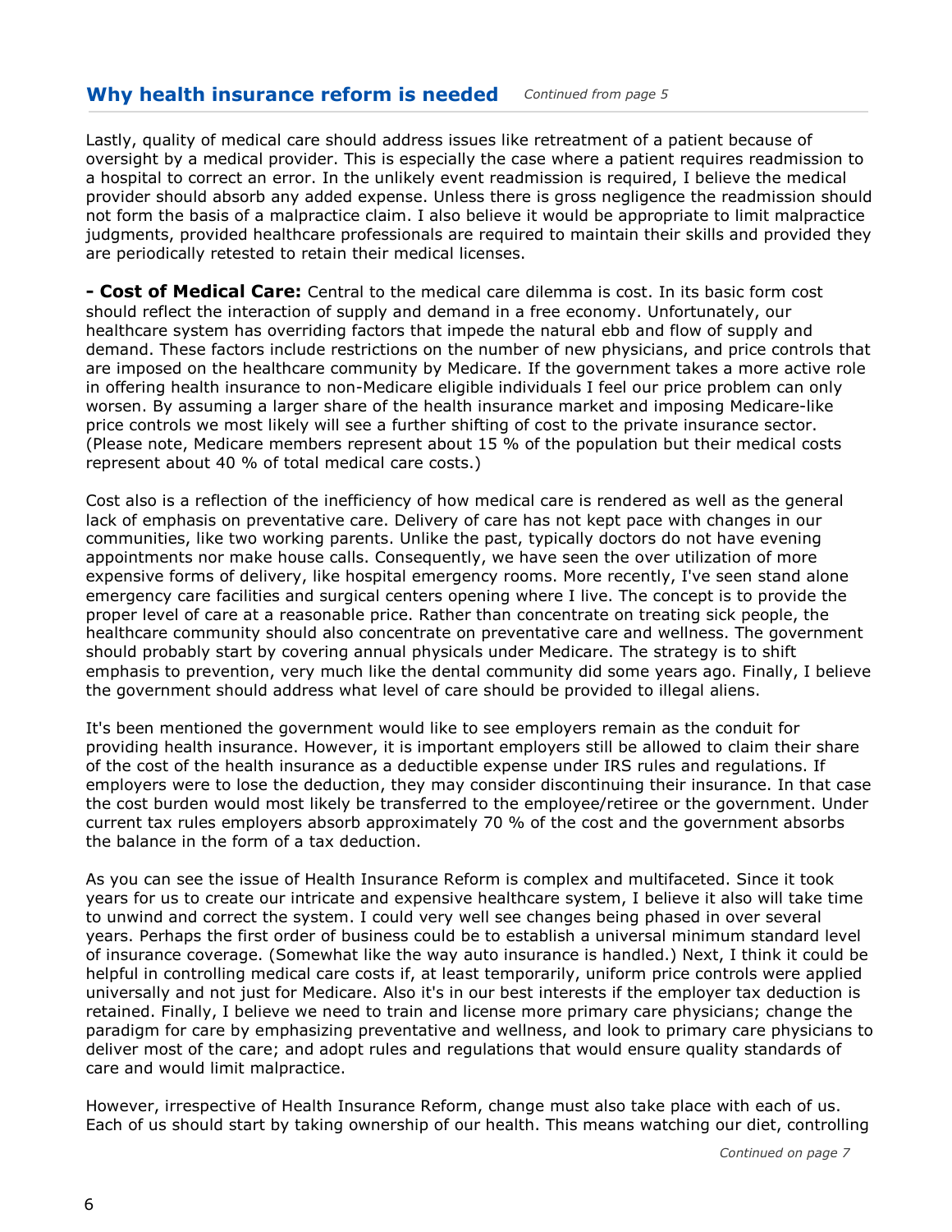## Why health insurance reform is needed

*Continued from page 5*

Lastly, quality of medical care should address issues like retreatment of a patient because of oversight by a medical provider. This is especially the case where a patient requires readmission to a hospital to correct an error. In the unlikely event readmission is required, I believe the medical provider should absorb any added expense. Unless there is gross negligence the readmission should not form the basis of a malpractice claim. I also believe it would be appropriate to limit malpractice judgments, provided healthcare professionals are required to maintain their skills and provided they are periodically retested to retain their medical licenses.

**- Cost of Medical Care:** Central to the medical care dilemma is cost. In its basic form cost should reflect the interaction of supply and demand in a free economy. Unfortunately, our healthcare system has overriding factors that impede the natural ebb and flow of supply and demand. These factors include restrictions on the number of new physicians, and price controls that are imposed on the healthcare community by Medicare. If the government takes a more active role in offering health insurance to non-Medicare eligible individuals I feel our price problem can only worsen. By assuming a larger share of the health insurance market and imposing Medicare-like price controls we most likely will see a further shifting of cost to the private insurance sector. (Please note, Medicare members represent about 15 % of the population but their medical costs represent about 40 % of total medical care costs.)

Cost also is a reflection of the inefficiency of how medical care is rendered as well as the general lack of emphasis on preventative care. Delivery of care has not kept pace with changes in our communities, like two working parents. Unlike the past, typically doctors do not have evening appointments nor make house calls. Consequently, we have seen the over utilization of more expensive forms of delivery, like hospital emergency rooms. More recently, I've seen stand alone emergency care facilities and surgical centers opening where I live. The concept is to provide the proper level of care at a reasonable price. Rather than concentrate on treating sick people, the healthcare community should also concentrate on preventative care and wellness. The government should probably start by covering annual physicals under Medicare. The strategy is to shift emphasis to prevention, very much like the dental community did some years ago. Finally, I believe the government should address what level of care should be provided to illegal aliens.

It's been mentioned the government would like to see employers remain as the conduit for providing health insurance. However, it is important employers still be allowed to claim their share of the cost of the health insurance as a deductible expense under IRS rules and regulations. If employers were to lose the deduction, they may consider discontinuing their insurance. In that case the cost burden would most likely be transferred to the employee/retiree or the government. Under current tax rules employers absorb approximately 70 % of the cost and the government absorbs the balance in the form of a tax deduction.

As you can see the issue of Health Insurance Reform is complex and multifaceted. Since it took years for us to create our intricate and expensive healthcare system, I believe it also will take time to unwind and correct the system. I could very well see changes being phased in over several years. Perhaps the first order of business could be to establish a universal minimum standard level of insurance coverage. (Somewhat like the way auto insurance is handled.) Next, I think it could be helpful in controlling medical care costs if, at least temporarily, uniform price controls were applied universally and not just for Medicare. Also it's in our best interests if the employer tax deduction is retained. Finally, I believe we need to train and license more primary care physicians; change the paradigm for care by emphasizing preventative and wellness, and look to primary care physicians to deliver most of the care; and adopt rules and regulations that would ensure quality standards of care and would limit malpractice.

However, irrespective of Health Insurance Reform, change must also take place with each of us. Each of us should start by taking ownership of our health. This means watching our diet, controlling

*Continued on page 7*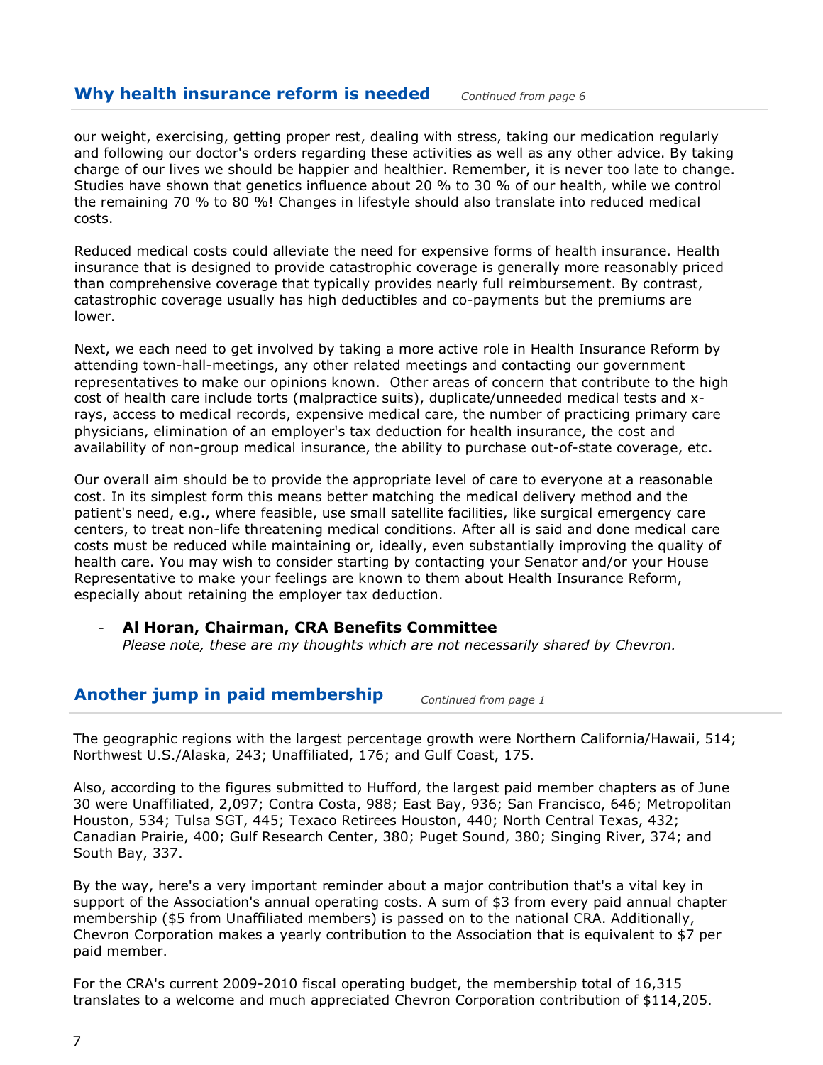## Why health insurance reform is needed

*Continued from page 6*

our weight, exercising, getting proper rest, dealing with stress, taking our medication regularly and following our doctor's orders regarding these activities as well as any other advice. By taking charge of our lives we should be happier and healthier. Remember, it is never too late to change. Studies have shown that genetics influence about 20 % to 30 % of our health, while we control the remaining 70 % to 80 %! Changes in lifestyle should also translate into reduced medical costs.

Reduced medical costs could alleviate the need for expensive forms of health insurance. Health insurance that is designed to provide catastrophic coverage is generally more reasonably priced than comprehensive coverage that typically provides nearly full reimbursement. By contrast, catastrophic coverage usually has high deductibles and co-payments but the premiums are lower.

Next, we each need to get involved by taking a more active role in Health Insurance Reform by attending town-hall-meetings, any other related meetings and contacting our government representatives to make our opinions known. Other areas of concern that contribute to the high cost of health care include torts (malpractice suits), duplicate/unneeded medical tests and x-rays, access to medical records, expensive medical care, the number of practicing primary care physicians, elimination of an employer's tax deduction for health insurance, the cost and availability of non-group medical insurance, the ability to purchase out-of-state coverage, etc.

Our overall aim should be to provide the appropriate level of care to everyone at a reasonable cost. In its simplest form this means better matching the medical delivery method and the patient's need, e.g., where feasible, use small satellite facilities, like surgical emergency care centers, to treat non-life threatening medical conditions. After all is said and done medical care costs must be reduced while maintaining or, ideally, even substantially improving the quality of health care. You may wish to consider starting by contacting your Senator and/or your House Representative to make your feelings are known to them about Health Insurance Reform, especially about retaining the employer tax deduction.

- **Al Horan, Chairman, CRA Benefits Committee**
  *Please note, these are my thoughts which are not necessarily shared by Chevron.*

## Another jump in paid membership

*Continued from page 1*

The geographic regions with the largest percentage growth were Northern California/Hawaii, 514; Northwest U.S./Alaska, 243; Unaffiliated, 176; and Gulf Coast, 175.

Also, according to the figures submitted to Hufford, the largest paid member chapters as of June 30 were Unaffiliated, 2,097; Contra Costa, 988; East Bay, 936; San Francisco, 646; Metropolitan Houston, 534; Tulsa SGT, 445; Texaco Retirees Houston, 440; North Central Texas, 432; Canadian Prairie, 400; Gulf Research Center, 380; Puget Sound, 380; Singing River, 374; and South Bay, 337.

By the way, here's a very important reminder about a major contribution that's a vital key in support of the Association's annual operating costs. A sum of $3 from every paid annual chapter membership ($5 from Unaffiliated members) is passed on to the national CRA. Additionally, Chevron Corporation makes a yearly contribution to the Association that is equivalent to $7 per paid member.

For the CRA's current 2009-2010 fiscal operating budget, the membership total of 16,315 translates to a welcome and much appreciated Chevron Corporation contribution of $114,205.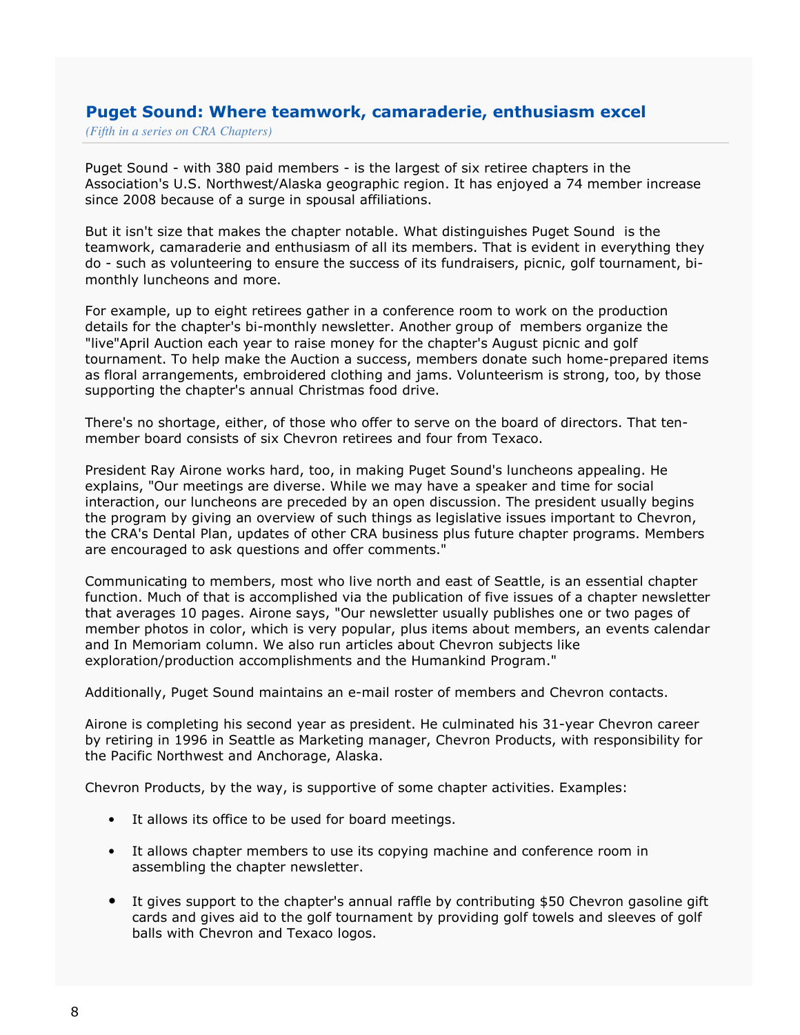## Puget Sound: Where teamwork, camaraderie, enthusiasm excel

*(Fifth in a series on CRA Chapters)*

Puget Sound - with 380 paid members - is the largest of six retiree chapters in the Association's U.S. Northwest/Alaska geographic region. It has enjoyed a 74 member increase since 2008 because of a surge in spousal affiliations.

But it isn't size that makes the chapter notable. What distinguishes Puget Sound is the teamwork, camaraderie and enthusiasm of all its members. That is evident in everything they do - such as volunteering to ensure the success of its fundraisers, picnic, golf tournament, bi-monthly luncheons and more.

For example, up to eight retirees gather in a conference room to work on the production details for the chapter's bi-monthly newsletter. Another group of members organize the "live"April Auction each year to raise money for the chapter's August picnic and golf tournament. To help make the Auction a success, members donate such home-prepared items as floral arrangements, embroidered clothing and jams. Volunteerism is strong, too, by those supporting the chapter's annual Christmas food drive.

There's no shortage, either, of those who offer to serve on the board of directors. That ten-member board consists of six Chevron retirees and four from Texaco.

President Ray Airone works hard, too, in making Puget Sound's luncheons appealing. He explains, "Our meetings are diverse. While we may have a speaker and time for social interaction, our luncheons are preceded by an open discussion. The president usually begins the program by giving an overview of such things as legislative issues important to Chevron, the CRA's Dental Plan, updates of other CRA business plus future chapter programs. Members are encouraged to ask questions and offer comments."

Communicating to members, most who live north and east of Seattle, is an essential chapter function. Much of that is accomplished via the publication of five issues of a chapter newsletter that averages 10 pages. Airone says, "Our newsletter usually publishes one or two pages of member photos in color, which is very popular, plus items about members, an events calendar and In Memoriam column. We also run articles about Chevron subjects like exploration/production accomplishments and the Humankind Program."

Additionally, Puget Sound maintains an e-mail roster of members and Chevron contacts.

Airone is completing his second year as president. He culminated his 31-year Chevron career by retiring in 1996 in Seattle as Marketing manager, Chevron Products, with responsibility for the Pacific Northwest and Anchorage, Alaska.

Chevron Products, by the way, is supportive of some chapter activities. Examples:

- It allows its office to be used for board meetings.
- It allows chapter members to use its copying machine and conference room in assembling the chapter newsletter.
- It gives support to the chapter's annual raffle by contributing $50 Chevron gasoline gift cards and gives aid to the golf tournament by providing golf towels and sleeves of golf balls with Chevron and Texaco logos.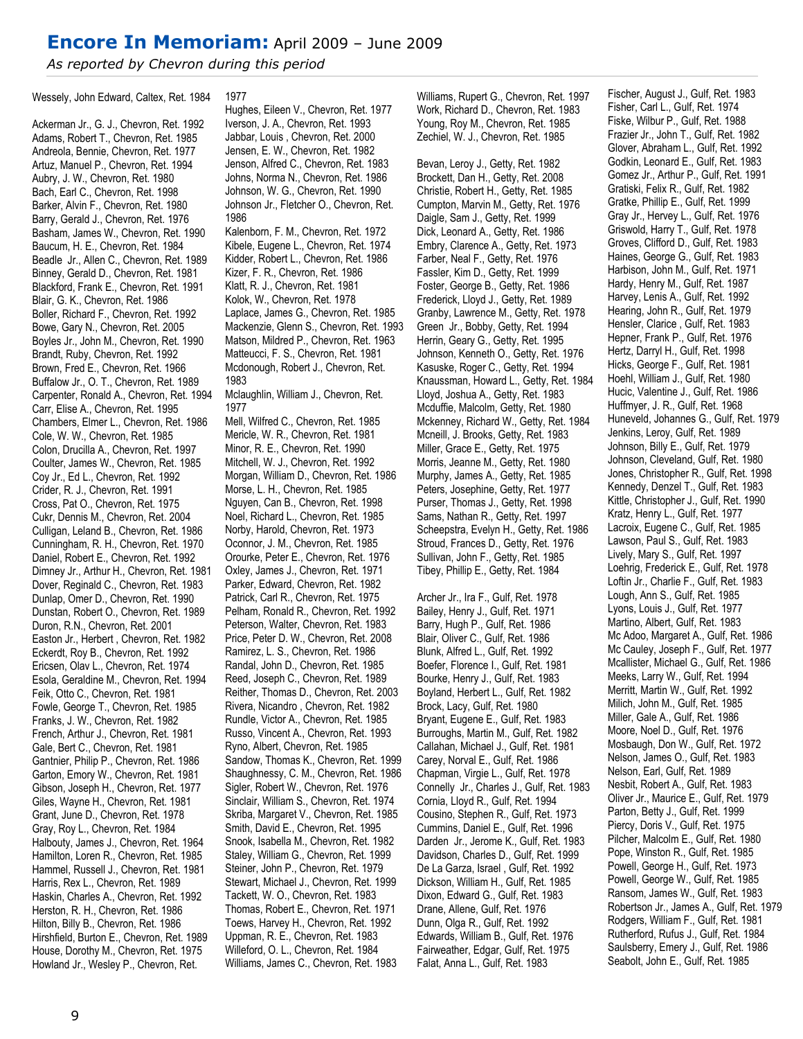# **Encore In Memoriam:** April 2009 – June 2009

*As reported by Chevron during this period*

Wessely, John Edward, Caltex, Ret. 1984

Ackerman Jr., G. J., Chevron, Ret. 1992
Adams, Robert T., Chevron, Ret. 1985
Andreola, Bennie, Chevron, Ret. 1977
Artuz, Manuel P., Chevron, Ret. 1994
Aubry, J. W., Chevron, Ret. 1980
Bach, Earl C., Chevron, Ret. 1998
Barker, Alvin F., Chevron, Ret. 1980
Barry, Gerald J., Chevron, Ret. 1976
Basham, James W., Chevron, Ret. 1990
Baucum, H. E., Chevron, Ret. 1984
Beadle Jr., Allen C., Chevron, Ret. 1989
Binney, Gerald D., Chevron, Ret. 1981
Blackford, Frank E., Chevron, Ret. 1991
Blair, G. K., Chevron, Ret. 1986
Boller, Richard F., Chevron, Ret. 1992
Bowe, Gary N., Chevron, Ret. 2005
Boyles Jr., John M., Chevron, Ret. 1990
Brandt, Ruby, Chevron, Ret. 1992
Brown, Fred E., Chevron, Ret. 1966
Buffalow Jr., O. T., Chevron, Ret. 1989
Carpenter, Ronald A., Chevron, Ret. 1994
Carr, Elise A., Chevron, Ret. 1995
Chambers, Elmer L., Chevron, Ret. 1986
Cole, W. W., Chevron, Ret. 1985
Colon, Drucilla A., Chevron, Ret. 1997
Coulter, James W., Chevron, Ret. 1985
Coy Jr., Ed L., Chevron, Ret. 1992
Crider, R. J., Chevron, Ret. 1991
Cross, Pat O., Chevron, Ret. 1975
Cukr, Dennis M., Chevron, Ret. 2004
Culligan, Leland B., Chevron, Ret. 1986
Cunningham, R. H., Chevron, Ret. 1970
Daniel, Robert E., Chevron, Ret. 1992
Dimney Jr., Arthur H., Chevron, Ret. 1981
Dover, Reginald C., Chevron, Ret. 1983
Dunlap, Omer D., Chevron, Ret. 1990
Dunstan, Robert O., Chevron, Ret. 1989
Duron, R.N., Chevron, Ret. 2001
Easton Jr., Herbert , Chevron, Ret. 1982
Eckerdt, Roy B., Chevron, Ret. 1992
Ericsen, Olav L., Chevron, Ret. 1974
Esola, Geraldine M., Chevron, Ret. 1994
Feik, Otto C., Chevron, Ret. 1981
Fowle, George T., Chevron, Ret. 1985
Franks, J. W., Chevron, Ret. 1982
French, Arthur J., Chevron, Ret. 1981
Gale, Bert C., Chevron, Ret. 1981
Gantnier, Philip P., Chevron, Ret. 1986
Garton, Emory W., Chevron, Ret. 1981
Gibson, Joseph H., Chevron, Ret. 1977
Giles, Wayne H., Chevron, Ret. 1981
Grant, June D., Chevron, Ret. 1978
Gray, Roy L., Chevron, Ret. 1984
Halbouty, James J., Chevron, Ret. 1964
Hamilton, Loren R., Chevron, Ret. 1985
Hammel, Russell J., Chevron, Ret. 1981
Harris, Rex L., Chevron, Ret. 1989
Haskin, Charles A., Chevron, Ret. 1992
Herston, R. H., Chevron, Ret. 1986
Hilton, Billy B., Chevron, Ret. 1986
Hirshfield, Burton E., Chevron, Ret. 1989
House, Dorothy M., Chevron, Ret. 1975
Howland Jr., Wesley P., Chevron, Ret. 1977
Hughes, Eileen V., Chevron, Ret. 1977
Iverson, J. A., Chevron, Ret. 1993
Jabbar, Louis , Chevron, Ret. 2000
Jensen, E. W., Chevron, Ret. 1982
Jenson, Alfred C., Chevron, Ret. 1983
Johns, Norma N., Chevron, Ret. 1986
Johnson, W. G., Chevron, Ret. 1990
Johnson Jr., Fletcher O., Chevron, Ret. 1986
Kalenborn, F. M., Chevron, Ret. 1972
Kibele, Eugene L., Chevron, Ret. 1974
Kidder, Robert L., Chevron, Ret. 1986
Kizer, F. R., Chevron, Ret. 1986
Klatt, R. J., Chevron, Ret. 1981
Kolok, W., Chevron, Ret. 1978
Laplace, James G., Chevron, Ret. 1985
Mackenzie, Glenn S., Chevron, Ret. 1993
Matson, Mildred P., Chevron, Ret. 1963
Matteucci, F. S., Chevron, Ret. 1981
Mcdonough, Robert J., Chevron, Ret. 1983
Mclaughlin, William J., Chevron, Ret. 1977
Mell, Wilfred C., Chevron, Ret. 1985
Mericle, W. R., Chevron, Ret. 1981
Minor, R. E., Chevron, Ret. 1990
Mitchell, W. J., Chevron, Ret. 1992
Morgan, William D., Chevron, Ret. 1986
Morse, L. H., Chevron, Ret. 1985
Nguyen, Can B., Chevron, Ret. 1998
Noel, Richard L., Chevron, Ret. 1985
Norby, Harold, Chevron, Ret. 1973
Oconnor, J. M., Chevron, Ret. 1985
Orourke, Peter E., Chevron, Ret. 1976
Oxley, James J., Chevron, Ret. 1971
Parker, Edward, Chevron, Ret. 1982
Patrick, Carl R., Chevron, Ret. 1975
Pelham, Ronald R., Chevron, Ret. 1992
Peterson, Walter, Chevron, Ret. 1983
Price, Peter D. W., Chevron, Ret. 2008
Ramirez, L. S., Chevron, Ret. 1986
Randal, John D., Chevron, Ret. 1985
Reed, Joseph C., Chevron, Ret. 1989
Reither, Thomas D., Chevron, Ret. 2003
Rivera, Nicandro , Chevron, Ret. 1982
Rundle, Victor A., Chevron, Ret. 1985
Russo, Vincent A., Chevron, Ret. 1993
Ryno, Albert, Chevron, Ret. 1985
Sandow, Thomas K., Chevron, Ret. 1999
Shaughnessy, C. M., Chevron, Ret. 1986
Sigler, Robert W., Chevron, Ret. 1976
Sinclair, William S., Chevron, Ret. 1974
Skriba, Margaret V., Chevron, Ret. 1985
Smith, David E., Chevron, Ret. 1995
Snook, Isabella M., Chevron, Ret. 1982
Staley, William G., Chevron, Ret. 1999
Steiner, John P., Chevron, Ret. 1979
Stewart, Michael J., Chevron, Ret. 1999
Tackett, W. O., Chevron, Ret. 1983
Thomas, Robert E., Chevron, Ret. 1971
Toews, Harvey H., Chevron, Ret. 1992
Uppman, R. E., Chevron, Ret. 1983
Willeford, O. L., Chevron, Ret. 1984
Williams, James C., Chevron, Ret. 1983
Williams, Rupert G., Chevron, Ret. 1997
Work, Richard D., Chevron, Ret. 1983
Young, Roy M., Chevron, Ret. 1985
Zechiel, W. J., Chevron, Ret. 1985

Bevan, Leroy J., Getty, Ret. 1982
Brockett, Dan H., Getty, Ret. 2008
Christie, Robert H., Getty, Ret. 1985
Cumpton, Marvin M., Getty, Ret. 1976
Daigle, Sam J., Getty, Ret. 1999
Dick, Leonard A., Getty, Ret. 1986
Embry, Clarence A., Getty, Ret. 1973
Farber, Neal F., Getty, Ret. 1976
Fassler, Kim D., Getty, Ret. 1999
Foster, George B., Getty, Ret. 1986
Frederick, Lloyd J., Getty, Ret. 1989
Granby, Lawrence M., Getty, Ret. 1978
Green Jr., Bobby, Getty, Ret. 1994
Herrin, Geary G., Getty, Ret. 1995
Johnson, Kenneth O., Getty, Ret. 1976
Kasuske, Roger C., Getty, Ret. 1994
Knaussman, Howard L., Getty, Ret. 1984
Lloyd, Joshua A., Getty, Ret. 1983
Mcduffie, Malcolm, Getty, Ret. 1980
Mckenney, Richard W., Getty, Ret. 1984
Mcneill, J. Brooks, Getty, Ret. 1983
Miller, Grace E., Getty, Ret. 1975
Morris, Jeanne M., Getty, Ret. 1980
Murphy, James A., Getty, Ret. 1985
Peters, Josephine, Getty, Ret. 1977
Purser, Thomas J., Getty, Ret. 1998
Sams, Nathan R., Getty, Ret. 1997
Scheepstra, Evelyn H., Getty, Ret. 1986
Stroud, Frances D., Getty, Ret. 1976
Sullivan, John F., Getty, Ret. 1985
Tibey, Phillip E., Getty, Ret. 1984

Archer Jr., Ira F., Gulf, Ret. 1978
Bailey, Henry J., Gulf, Ret. 1971
Barry, Hugh P., Gulf, Ret. 1986
Blair, Oliver C., Gulf, Ret. 1986
Blunk, Alfred L., Gulf, Ret. 1992
Boefer, Florence I., Gulf, Ret. 1981
Bourke, Henry J., Gulf, Ret. 1983
Boyland, Herbert L., Gulf, Ret. 1982
Brock, Lacy, Gulf, Ret. 1980
Bryant, Eugene E., Gulf, Ret. 1983
Burroughs, Martin M., Gulf, Ret. 1982
Callahan, Michael J., Gulf, Ret. 1981
Carey, Norval E., Gulf, Ret. 1986
Chapman, Virgie L., Gulf, Ret. 1978
Connelly Jr., Charles J., Gulf, Ret. 1983
Cornia, Lloyd R., Gulf, Ret. 1994
Cousino, Stephen R., Gulf, Ret. 1973
Cummins, Daniel E., Gulf, Ret. 1996
Darden Jr., Jerome K., Gulf, Ret. 1983
Davidson, Charles D., Gulf, Ret. 1999
De La Garza, Israel , Gulf, Ret. 1992
Dickson, William H., Gulf, Ret. 1985
Dixon, Edward G., Gulf, Ret. 1983
Drane, Allene, Gulf, Ret. 1976
Dunn, Olga R., Gulf, Ret. 1992
Edwards, William B., Gulf, Ret. 1976
Fairweather, Edgar, Gulf, Ret. 1975
Falat, Anna L., Gulf, Ret. 1983
Fischer, August J., Gulf, Ret. 1983
Fisher, Carl L., Gulf, Ret. 1974
Fiske, Wilbur P., Gulf, Ret. 1988
Frazier Jr., John T., Gulf, Ret. 1982
Glover, Abraham L., Gulf, Ret. 1992
Godkin, Leonard E., Gulf, Ret. 1983
Gomez Jr., Arthur P., Gulf, Ret. 1991
Gratiski, Felix R., Gulf, Ret. 1982
Gratke, Phillip E., Gulf, Ret. 1999
Gray Jr., Hervey L., Gulf, Ret. 1976
Griswold, Harry T., Gulf, Ret. 1978
Groves, Clifford D., Gulf, Ret. 1983
Haines, George G., Gulf, Ret. 1983
Harbison, John M., Gulf, Ret. 1971
Hardy, Henry M., Gulf, Ret. 1987
Harvey, Lenis A., Gulf, Ret. 1992
Hearing, John R., Gulf, Ret. 1979
Hensler, Clarice , Gulf, Ret. 1983
Hepner, Frank P., Gulf, Ret. 1976
Hertz, Darryl H., Gulf, Ret. 1998
Hicks, George F., Gulf, Ret. 1981
Hoehl, William J., Gulf, Ret. 1980
Hucic, Valentine J., Gulf, Ret. 1986
Huffmyer, J. R., Gulf, Ret. 1968
Huneveld, Johannes G., Gulf, Ret. 1979
Jenkins, Leroy, Gulf, Ret. 1989
Johnson, Billy E., Gulf, Ret. 1979
Johnson, Cleveland, Gulf, Ret. 1980
Jones, Christopher R., Gulf, Ret. 1998
Kennedy, Denzel T., Gulf, Ret. 1983
Kittle, Christopher J., Gulf, Ret. 1990
Kratz, Henry L., Gulf, Ret. 1977
Lacroix, Eugene C., Gulf, Ret. 1985
Lawson, Paul S., Gulf, Ret. 1983
Lively, Mary S., Gulf, Ret. 1997
Loehrig, Frederick E., Gulf, Ret. 1978
Loftin Jr., Charlie F., Gulf, Ret. 1983
Lough, Ann S., Gulf, Ret. 1985
Lyons, Louis J., Gulf, Ret. 1977
Martino, Albert, Gulf, Ret. 1983
Mc Adoo, Margaret A., Gulf, Ret. 1986
Mc Cauley, Joseph F., Gulf, Ret. 1977
Mcallister, Michael G., Gulf, Ret. 1986
Meeks, Larry W., Gulf, Ret. 1994
Merritt, Martin W., Gulf, Ret. 1992
Milich, John M., Gulf, Ret. 1985
Miller, Gale A., Gulf, Ret. 1986
Moore, Noel D., Gulf, Ret. 1976
Mosbaugh, Don W., Gulf, Ret. 1972
Nelson, James O., Gulf, Ret. 1983
Nelson, Earl, Gulf, Ret. 1989
Nesbit, Robert A., Gulf, Ret. 1983
Oliver Jr., Maurice E., Gulf, Ret. 1979
Parton, Betty J., Gulf, Ret. 1999
Piercy, Doris V., Gulf, Ret. 1975
Pilcher, Malcolm E., Gulf, Ret. 1980
Pope, Winston R., Gulf, Ret. 1985
Powell, George H., Gulf, Ret. 1973
Powell, George W., Gulf, Ret. 1985
Ransom, James W., Gulf, Ret. 1983
Robertson Jr., James A., Gulf, Ret. 1979
Rodgers, William F., Gulf, Ret. 1981
Rutherford, Rufus J., Gulf, Ret. 1984
Saulsberry, Emery J., Gulf, Ret. 1986
Seabolt, John E., Gulf, Ret. 1985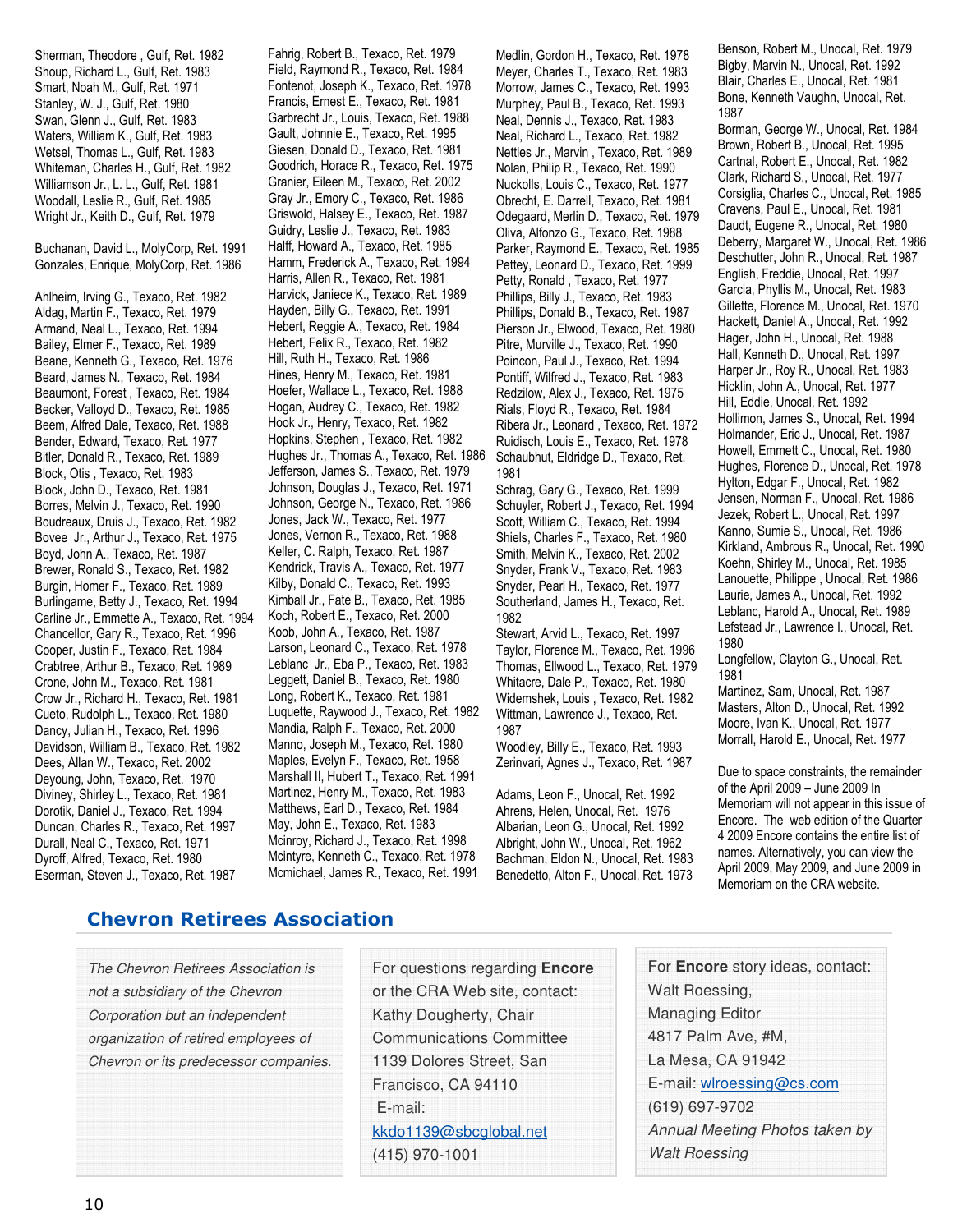Sherman, Theodore , Gulf, Ret. 1982
Shoup, Richard L., Gulf, Ret. 1983
Smart, Noah M., Gulf, Ret. 1971
Stanley, W. J., Gulf, Ret. 1980
Swan, Glenn J., Gulf, Ret. 1983
Waters, William K., Gulf, Ret. 1983
Wetsel, Thomas L., Gulf, Ret. 1983
Whiteman, Charles H., Gulf, Ret. 1982
Williamson Jr., L. L., Gulf, Ret. 1981
Woodall, Leslie R., Gulf, Ret. 1985
Wright Jr., Keith D., Gulf, Ret. 1979

Buchanan, David L., MolyCorp, Ret. 1991
Gonzales, Enrique, MolyCorp, Ret. 1986

Ahlheim, Irving G., Texaco, Ret. 1982
Aldag, Martin F., Texaco, Ret. 1979
Armand, Neal L., Texaco, Ret. 1994
Bailey, Elmer F., Texaco, Ret. 1989
Beane, Kenneth G., Texaco, Ret. 1976
Beard, James N., Texaco, Ret. 1984
Beaumont, Forest , Texaco, Ret. 1984
Becker, Valloyd D., Texaco, Ret. 1985
Beem, Alfred Dale, Texaco, Ret. 1988
Bender, Edward, Texaco, Ret. 1977
Bitler, Donald R., Texaco, Ret. 1989
Block, Otis , Texaco, Ret. 1983
Block, John D., Texaco, Ret. 1981
Borres, Melvin J., Texaco, Ret. 1990
Boudreaux, Druis J., Texaco, Ret. 1982
Bovee Jr., Arthur J., Texaco, Ret. 1975
Boyd, John A., Texaco, Ret. 1987
Brewer, Ronald S., Texaco, Ret. 1982
Burgin, Homer F., Texaco, Ret. 1989
Burlingame, Betty J., Texaco, Ret. 1994
Carline Jr., Emmette A., Texaco, Ret. 1994
Chancellor, Gary R., Texaco, Ret. 1996
Cooper, Justin F., Texaco, Ret. 1984
Crabtree, Arthur B., Texaco, Ret. 1989
Crone, John M., Texaco, Ret. 1981
Crow Jr., Richard H., Texaco, Ret. 1981
Cueto, Rudolph L., Texaco, Ret. 1980
Dancy, Julian H., Texaco, Ret. 1996
Davidson, William B., Texaco, Ret. 1982
Dees, Allan W., Texaco, Ret. 2002
Deyoung, John, Texaco, Ret. 1970
Diviney, Shirley L., Texaco, Ret. 1981
Dorotik, Daniel J., Texaco, Ret. 1994
Duncan, Charles R., Texaco, Ret. 1997
Durall, Neal C., Texaco, Ret. 1971
Dyroff, Alfred, Texaco, Ret. 1980
Eserman, Steven J., Texaco, Ret. 1987
Fahrig, Robert B., Texaco, Ret. 1979
Field, Raymond R., Texaco, Ret. 1984
Fontenot, Joseph K., Texaco, Ret. 1978
Francis, Ernest E., Texaco, Ret. 1981
Garbrecht Jr., Louis, Texaco, Ret. 1988
Gault, Johnnie E., Texaco, Ret. 1995
Giesen, Donald D., Texaco, Ret. 1981
Goodrich, Horace R., Texaco, Ret. 1975
Granier, Eileen M., Texaco, Ret. 2002
Gray Jr., Emory C., Texaco, Ret. 1986
Griswold, Halsey E., Texaco, Ret. 1987
Guidry, Leslie J., Texaco, Ret. 1983
Halff, Howard A., Texaco, Ret. 1985
Hamm, Frederick A., Texaco, Ret. 1994
Harris, Allen R., Texaco, Ret. 1981
Harvick, Janiece K., Texaco, Ret. 1989
Hayden, Billy G., Texaco, Ret. 1991
Hebert, Reggie A., Texaco, Ret. 1984
Hebert, Felix R., Texaco, Ret. 1982
Hill, Ruth H., Texaco, Ret. 1986
Hines, Henry M., Texaco, Ret. 1981
Hoefer, Wallace L., Texaco, Ret. 1988
Hogan, Audrey C., Texaco, Ret. 1982
Hook Jr., Henry, Texaco, Ret. 1982
Hopkins, Stephen , Texaco, Ret. 1982
Hughes Jr., Thomas A., Texaco, Ret. 1986
Jefferson, James S., Texaco, Ret. 1979
Johnson, Douglas J., Texaco, Ret. 1971
Johnson, George N., Texaco, Ret. 1986
Jones, Jack W., Texaco, Ret. 1977
Jones, Vernon R., Texaco, Ret. 1988
Keller, C. Ralph, Texaco, Ret. 1987
Kendrick, Travis A., Texaco, Ret. 1977
Kilby, Donald C., Texaco, Ret. 1993
Kimball Jr., Fate B., Texaco, Ret. 1985
Koch, Robert E., Texaco, Ret. 2000
Koob, John A., Texaco, Ret. 1987
Larson, Leonard C., Texaco, Ret. 1978
Leblanc Jr., Eba P., Texaco, Ret. 1983
Leggett, Daniel B., Texaco, Ret. 1980
Long, Robert K., Texaco, Ret. 1981
Luquette, Raywood J., Texaco, Ret. 1982
Mandia, Ralph F., Texaco, Ret. 2000
Manno, Joseph M., Texaco, Ret. 1980
Maples, Evelyn F., Texaco, Ret. 1958
Marshall II, Hubert T., Texaco, Ret. 1991
Martinez, Henry M., Texaco, Ret. 1983
Matthews, Earl D., Texaco, Ret. 1984
May, John E., Texaco, Ret. 1983
Mcinroy, Richard J., Texaco, Ret. 1998
Mcintyre, Kenneth C., Texaco, Ret. 1978
Mcmichael, James R., Texaco, Ret. 1991
Medlin, Gordon H., Texaco, Ret. 1978
Meyer, Charles T., Texaco, Ret. 1983
Morrow, James C., Texaco, Ret. 1993
Murphey, Paul B., Texaco, Ret. 1993
Neal, Dennis J., Texaco, Ret. 1983
Neal, Richard L., Texaco, Ret. 1982
Nettles Jr., Marvin , Texaco, Ret. 1989
Nolan, Philip R., Texaco, Ret. 1990
Nuckolls, Louis C., Texaco, Ret. 1977
Obrecht, E. Darrell, Texaco, Ret. 1981
Odegaard, Merlin D., Texaco, Ret. 1979
Oliva, Alfonzo G., Texaco, Ret. 1988
Parker, Raymond E., Texaco, Ret. 1985
Pettey, Leonard D., Texaco, Ret. 1999
Petty, Ronald , Texaco, Ret. 1977
Phillips, Billy J., Texaco, Ret. 1983
Phillips, Donald B., Texaco, Ret. 1987
Pierson Jr., Elwood, Texaco, Ret. 1980
Pitre, Murville J., Texaco, Ret. 1990
Poincon, Paul J., Texaco, Ret. 1994
Pontiff, Wilfred J., Texaco, Ret. 1983
Redzilow, Alex J., Texaco, Ret. 1975
Rials, Floyd R., Texaco, Ret. 1984
Ribera Jr., Leonard , Texaco, Ret. 1972
Ruidisch, Louis E., Texaco, Ret. 1978
Schaubhut, Eldridge D., Texaco, Ret. 1981
Schrag, Gary G., Texaco, Ret. 1999
Schuyler, Robert J., Texaco, Ret. 1994
Scott, William C., Texaco, Ret. 1994
Shiels, Charles F., Texaco, Ret. 1980
Smith, Melvin K., Texaco, Ret. 2002
Snyder, Frank V., Texaco, Ret. 1983
Snyder, Pearl H., Texaco, Ret. 1977
Southerland, James H., Texaco, Ret. 1982
Stewart, Arvid L., Texaco, Ret. 1997
Taylor, Florence M., Texaco, Ret. 1996
Thomas, Ellwood L., Texaco, Ret. 1979
Whitacre, Dale P., Texaco, Ret. 1980
Widemshek, Louis , Texaco, Ret. 1982
Wittman, Lawrence J., Texaco, Ret. 1987
Woodley, Billy E., Texaco, Ret. 1993
Zerinvari, Agnes J., Texaco, Ret. 1987

Adams, Leon F., Unocal, Ret. 1992
Ahrens, Helen, Unocal, Ret. 1976
Albarian, Leon G., Unocal, Ret. 1992
Albright, John W., Unocal, Ret. 1962
Bachman, Eldon N., Unocal, Ret. 1983
Benedetto, Alton F., Unocal, Ret. 1973
Benson, Robert M., Unocal, Ret. 1979
Bigby, Marvin N., Unocal, Ret. 1992
Blair, Charles E., Unocal, Ret. 1981
Bone, Kenneth Vaughn, Unocal, Ret. 1987
Borman, George W., Unocal, Ret. 1984
Brown, Robert B., Unocal, Ret. 1995
Cartnal, Robert E., Unocal, Ret. 1982
Clark, Richard S., Unocal, Ret. 1977
Corsiglia, Charles C., Unocal, Ret. 1985
Cravens, Paul E., Unocal, Ret. 1981
Daudt, Eugene R., Unocal, Ret. 1980
Deberry, Margaret W., Unocal, Ret. 1986
Deschutter, John R., Unocal, Ret. 1987
English, Freddie, Unocal, Ret. 1997
Garcia, Phyllis M., Unocal, Ret. 1983
Gillette, Florence M., Unocal, Ret. 1970
Hackett, Daniel A., Unocal, Ret. 1992
Hager, John H., Unocal, Ret. 1988
Hall, Kenneth D., Unocal, Ret. 1997
Harper Jr., Roy R., Unocal, Ret. 1983
Hicklin, John A., Unocal, Ret. 1977
Hill, Eddie, Unocal, Ret. 1992
Hollimon, James S., Unocal, Ret. 1994
Holmander, Eric J., Unocal, Ret. 1987
Howell, Emmett C., Unocal, Ret. 1980
Hughes, Florence D., Unocal, Ret. 1978
Hylton, Edgar F., Unocal, Ret. 1982
Jensen, Norman F., Unocal, Ret. 1986
Jezek, Robert L., Unocal, Ret. 1997
Kanno, Sumie S., Unocal, Ret. 1986
Kirkland, Ambrous R., Unocal, Ret. 1990
Koehn, Shirley M., Unocal, Ret. 1985
Lanouette, Philippe , Unocal, Ret. 1986
Laurie, James A., Unocal, Ret. 1992
Leblanc, Harold A., Unocal, Ret. 1989
Lefstead Jr., Lawrence I., Unocal, Ret. 1980
Longfellow, Clayton G., Unocal, Ret. 1981
Martinez, Sam, Unocal, Ret. 1987
Masters, Alton D., Unocal, Ret. 1992
Moore, Ivan K., Unocal, Ret. 1977
Morrall, Harold E., Unocal, Ret. 1977

Due to space constraints, the remainder of the April 2009 – June 2009 In Memoriam will not appear in this issue of Encore. The web edition of the Quarter 4 2009 Encore contains the entire list of names. Alternatively, you can view the April 2009, May 2009, and June 2009 in Memoriam on the CRA website.

## Chevron Retirees Association

*The Chevron Retirees Association is not a subsidiary of the Chevron Corporation but an independent organization of retired employees of Chevron or its predecessor companies.*

For questions regarding **Encore** or the CRA Web site, contact:
Kathy Dougherty, Chair
Communications Committee
1139 Dolores Street, San Francisco, CA 94110
E-mail: kkdo1139@sbcglobal.net
(415) 970-1001

For **Encore** story ideas, contact:
Walt Roessing,
Managing Editor
4817 Palm Ave, #M,
La Mesa, CA 91942
E-mail: wlroessing@cs.com
(619) 697-9702
*Annual Meeting Photos taken by Walt Roessing*